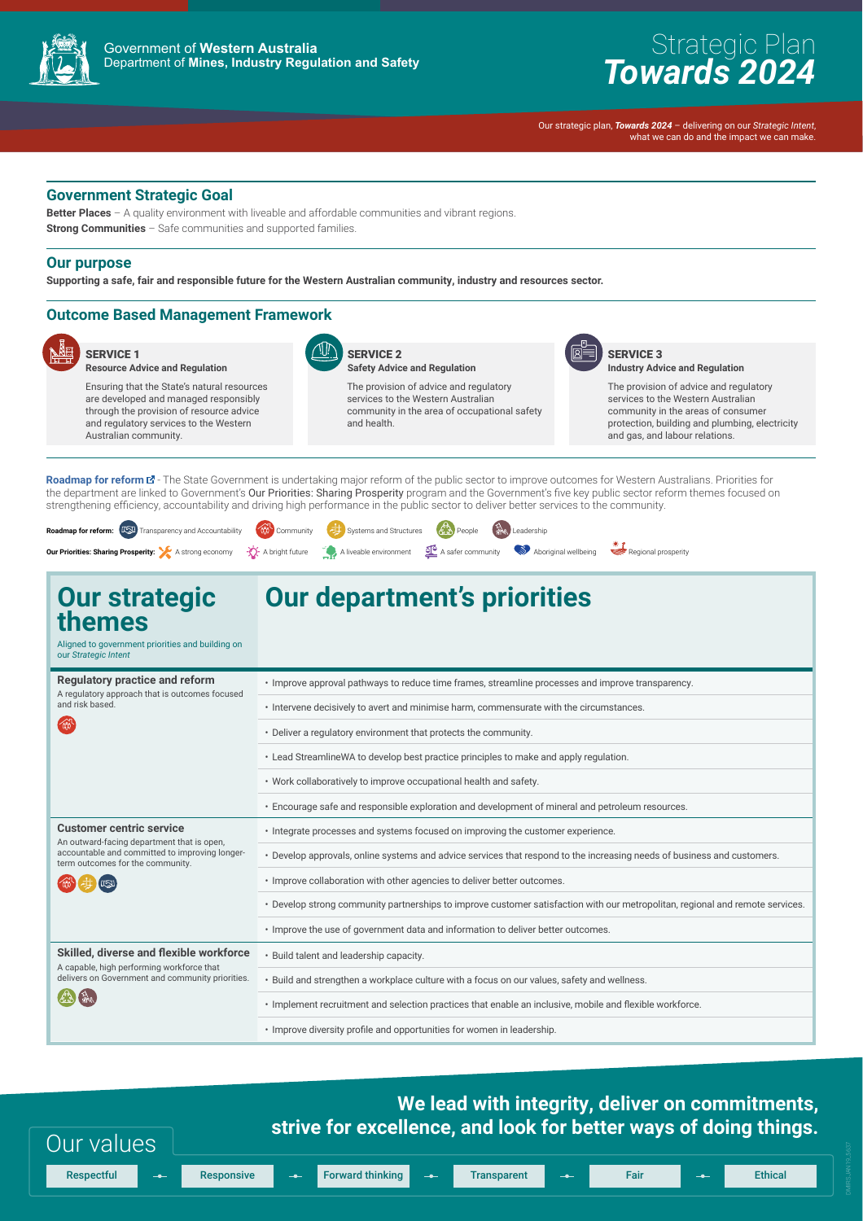Government of **Western Australia**
Department of **Mines, Industry Regulation and Safety**

# Strategic Plan *Towards 2024*

Our strategic plan, ***Towards 2024*** – delivering on our *Strategic Intent*, what we can do and the impact we can make.

## Government Strategic Goal

**Better Places** – A quality environment with liveable and affordable communities and vibrant regions.
**Strong Communities** – Safe communities and supported families.

## Our purpose

**Supporting a safe, fair and responsible future for the Western Australian community, industry and resources sector.**

## Outcome Based Management Framework

**SERVICE 1**
**Resource Advice and Regulation**

Ensuring that the State's natural resources are developed and managed responsibly through the provision of resource advice and regulatory services to the Western Australian community.

**SERVICE 2**
**Safety Advice and Regulation**

The provision of advice and regulatory services to the Western Australian community in the area of occupational safety and health.

**SERVICE 3**
**Industry Advice and Regulation**

The provision of advice and regulatory services to the Western Australian community in the areas of consumer protection, building and plumbing, electricity and gas, and labour relations.

**Roadmap for reform** - The State Government is undertaking major reform of the public sector to improve outcomes for Western Australians. Priorities for the department are linked to Government's Our Priorities: Sharing Prosperity program and the Government's five key public sector reform themes focused on strengthening efficiency, accountability and driving high performance in the public sector to deliver better services to the community.

**Roadmap for reform:** Transparency and Accountability, Community, Systems and Structures, People, Leadership

**Our Priorities: Sharing Prosperity:** A strong economy, A bright future, A liveable environment, A safer community, Aboriginal wellbeing, Regional prosperity

| Our strategic themes<br>Aligned to government priorities and building on our *Strategic Intent* | Our department's priorities |
|---|---|
| **Regulatory practice and reform**<br>A regulatory approach that is outcomes focused and risk based. | • Improve approval pathways to reduce time frames, streamline processes and improve transparency. |
| | • Intervene decisively to avert and minimise harm, commensurate with the circumstances. |
| | • Deliver a regulatory environment that protects the community. |
| | • Lead StreamlineWA to develop best practice principles to make and apply regulation. |
| | • Work collaboratively to improve occupational health and safety. |
| | • Encourage safe and responsible exploration and development of mineral and petroleum resources. |
| **Customer centric service**<br>An outward-facing department that is open, accountable and committed to improving longer-term outcomes for the community. | • Integrate processes and systems focused on improving the customer experience. |
| | • Develop approvals, online systems and advice services that respond to the increasing needs of business and customers. |
| | • Improve collaboration with other agencies to deliver better outcomes. |
| | • Develop strong community partnerships to improve customer satisfaction with our metropolitan, regional and remote services. |
| | • Improve the use of government data and information to deliver better outcomes. |
| **Skilled, diverse and flexible workforce**<br>A capable, high performing workforce that delivers on Government and community priorities. | • Build talent and leadership capacity. |
| | • Build and strengthen a workplace culture with a focus on our values, safety and wellness. |
| | • Implement recruitment and selection practices that enable an inclusive, mobile and flexible workforce. |
| | • Improve diversity profile and opportunities for women in leadership. |

## Our values

**We lead with integrity, deliver on commitments, strive for excellence, and look for better ways of doing things.**

Respectful — Responsive — Forward thinking — Transparent — Fair — Ethical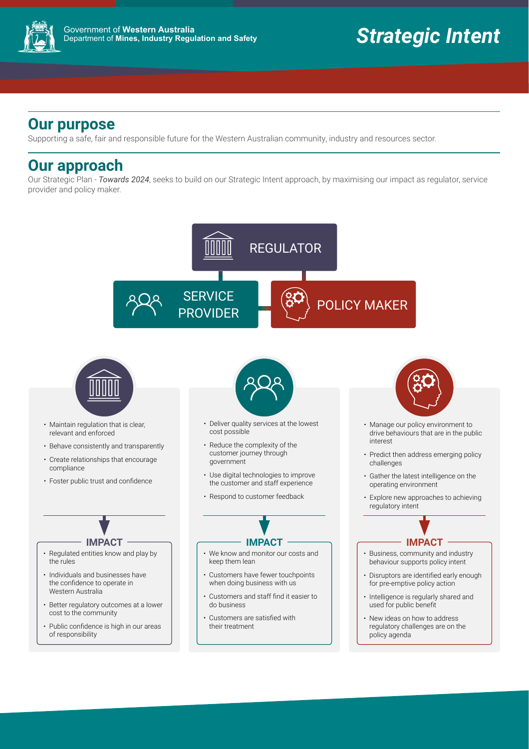Government of **Western Australia**
Department of **Mines, Industry Regulation and Safety**

# *Strategic Intent*

## Our purpose

Supporting a safe, fair and responsible future for the Western Australian community, industry and resources sector.

## Our approach

Our Strategic Plan - *Towards 2024*, seeks to build on our Strategic Intent approach, by maximising our impact as regulator, service provider and policy maker.

REGULATOR

SERVICE PROVIDER

POLICY MAKER

### Regulator

- Maintain regulation that is clear, relevant and enforced
- Behave consistently and transparently
- Create relationships that encourage compliance
- Foster public trust and confidence

**IMPACT**

- Regulated entities know and play by the rules
- Individuals and businesses have the confidence to operate in Western Australia
- Better regulatory outcomes at a lower cost to the community
- Public confidence is high in our areas of responsibility

### Service Provider

- Deliver quality services at the lowest cost possible
- Reduce the complexity of the customer journey through government
- Use digital technologies to improve the customer and staff experience
- Respond to customer feedback

**IMPACT**

- We know and monitor our costs and keep them lean
- Customers have fewer touchpoints when doing business with us
- Customers and staff find it easier to do business
- Customers are satisfied with their treatment

### Policy Maker

- Manage our policy environment to drive behaviours that are in the public interest
- Predict then address emerging policy challenges
- Gather the latest intelligence on the operating environment
- Explore new approaches to achieving regulatory intent

**IMPACT**

- Business, community and industry behaviour supports policy intent
- Disruptors are identified early enough for pre-emptive policy action
- Intelligence is regularly shared and used for public benefit
- New ideas on how to address regulatory challenges are on the policy agenda